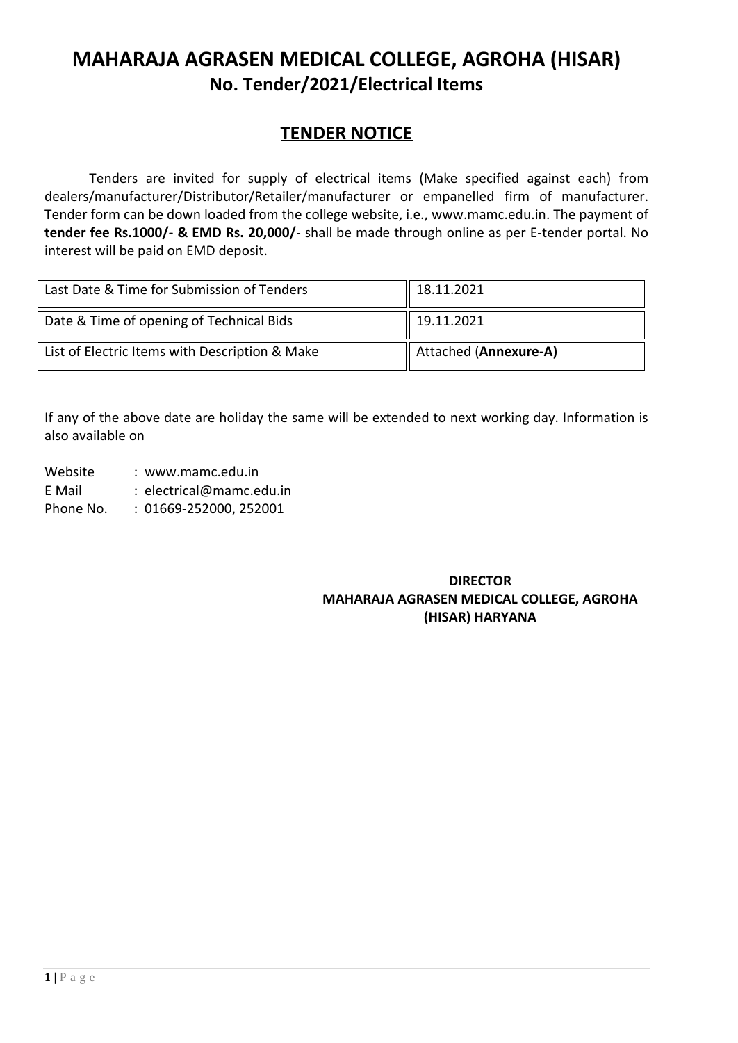# MAHARAJA AGRASEN MEDICAL COLLEGE, AGROHA (HISAR)

## No. Tender/2021/Electrical Items

## TENDER NOTICE

Tenders are invited for supply of electrical items (Make specified against each) from dealers/manufacturer/Distributor/Retailer/manufacturer or empanelled firm of manufacturer. Tender form can be down loaded from the college website, i.e., www.mamc.edu.in. The payment of **tender fee Rs.1000/- & EMD Rs. 20,000/**- shall be made through online as per E-tender portal. No interest will be paid on EMD deposit.

| | |
|---|---|
| Last Date & Time for Submission of Tenders | 18.11.2021 |
| Date & Time of opening of Technical Bids | 19.11.2021 |
| List of Electric Items with Description & Make | Attached (**Annexure-A)** |

If any of the above date are holiday the same will be extended to next working day. Information is also available on

Website : www.mamc.edu.in
E Mail : electrical@mamc.edu.in
Phone No. : 01669-252000, 252001

**DIRECTOR**
**MAHARAJA AGRASEN MEDICAL COLLEGE, AGROHA (HISAR) HARYANA**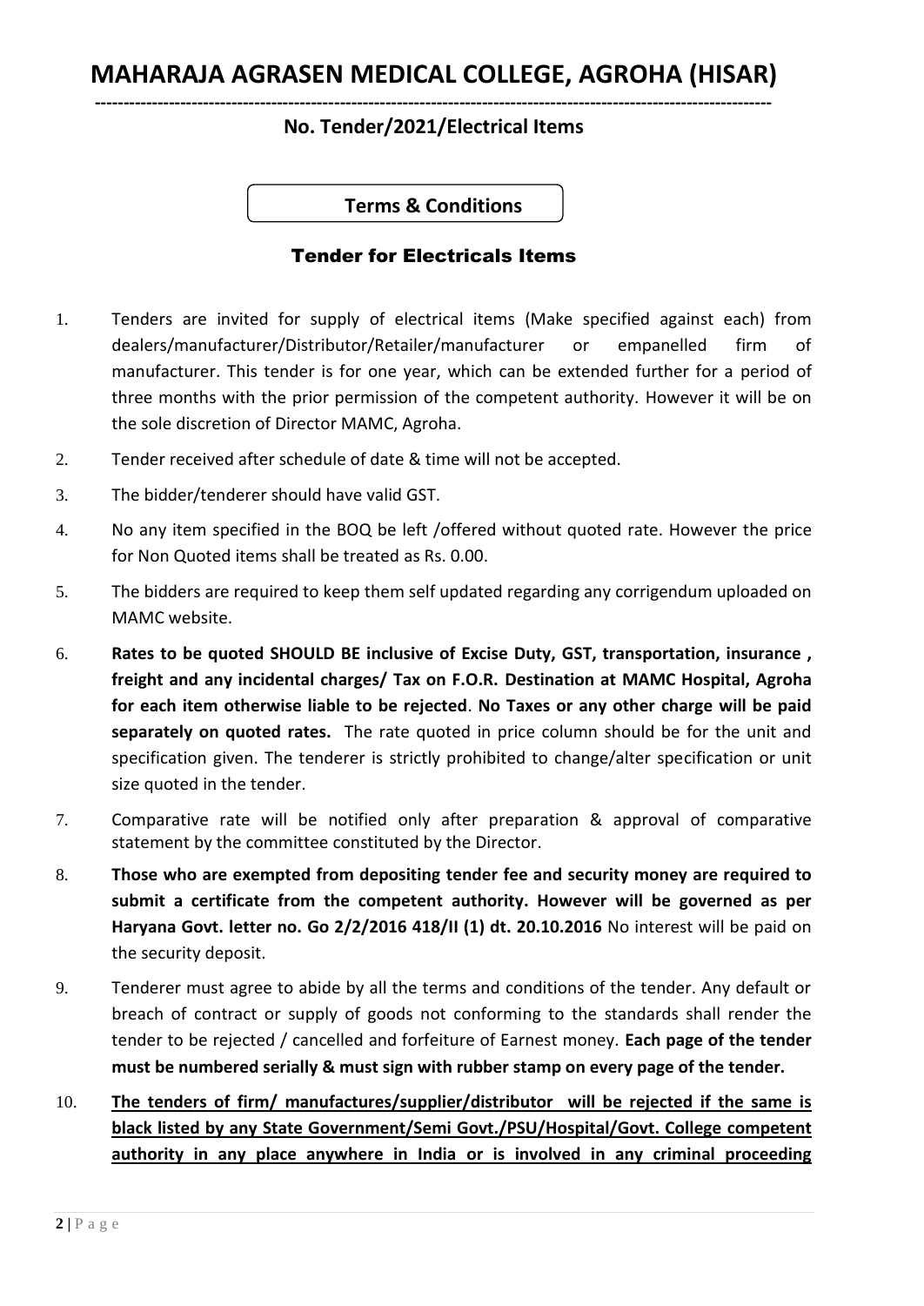# MAHARAJA AGRASEN MEDICAL COLLEGE, AGROHA (HISAR)

## No. Tender/2021/Electrical Items

### Terms & Conditions

### Tender for Electricals Items

1. Tenders are invited for supply of electrical items (Make specified against each) from dealers/manufacturer/Distributor/Retailer/manufacturer or empanelled firm of manufacturer. This tender is for one year, which can be extended further for a period of three months with the prior permission of the competent authority. However it will be on the sole discretion of Director MAMC, Agroha.
2. Tender received after schedule of date & time will not be accepted.
3. The bidder/tenderer should have valid GST.
4. No any item specified in the BOQ be left /offered without quoted rate. However the price for Non Quoted items shall be treated as Rs. 0.00.
5. The bidders are required to keep them self updated regarding any corrigendum uploaded on MAMC website.
6. **Rates to be quoted SHOULD BE inclusive of Excise Duty, GST, transportation, insurance , freight and any incidental charges/ Tax on F.O.R. Destination at MAMC Hospital, Agroha for each item otherwise liable to be rejected**. **No Taxes or any other charge will be paid separately on quoted rates.** The rate quoted in price column should be for the unit and specification given. The tenderer is strictly prohibited to change/alter specification or unit size quoted in the tender.
7. Comparative rate will be notified only after preparation & approval of comparative statement by the committee constituted by the Director.
8. **Those who are exempted from depositing tender fee and security money are required to submit a certificate from the competent authority. However will be governed as per Haryana Govt. letter no. Go 2/2/2016 418/II (1) dt. 20.10.2016** No interest will be paid on the security deposit.
9. Tenderer must agree to abide by all the terms and conditions of the tender. Any default or breach of contract or supply of goods not conforming to the standards shall render the tender to be rejected / cancelled and forfeiture of Earnest money. **Each page of the tender must be numbered serially & must sign with rubber stamp on every page of the tender.**
10. **The tenders of firm/ manufactures/supplier/distributor will be rejected if the same is black listed by any State Government/Semi Govt./PSU/Hospital/Govt. College competent authority in any place anywhere in India or is involved in any criminal proceeding**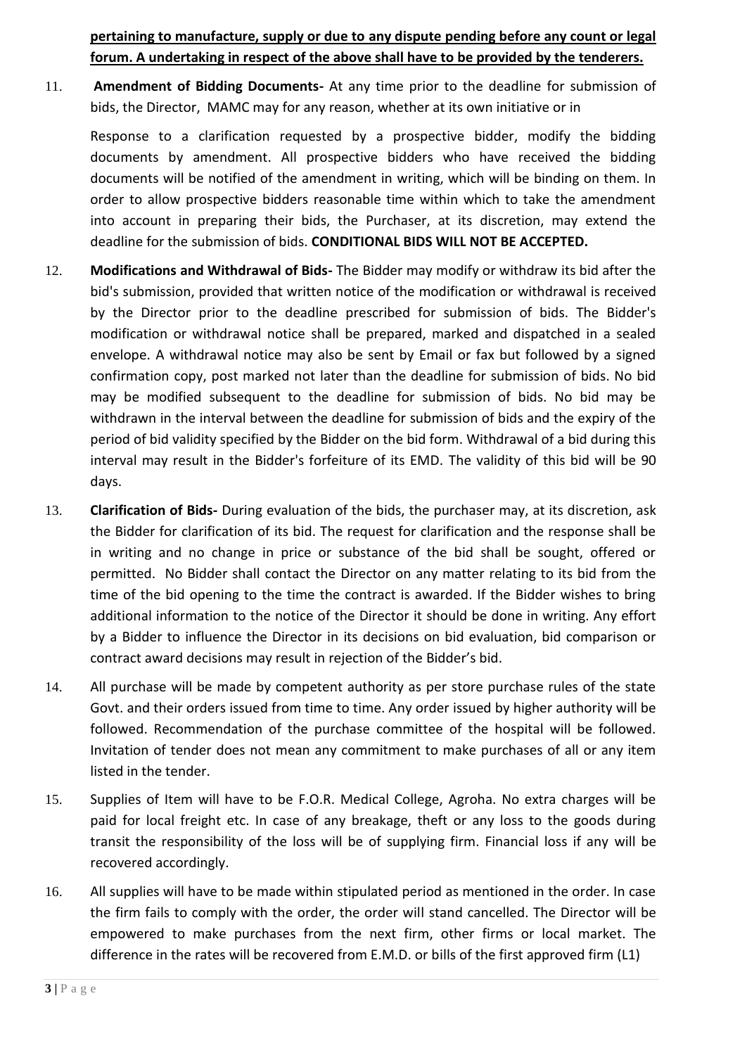**pertaining to manufacture, supply or due to any dispute pending before any count or legal forum. A undertaking in respect of the above shall have to be provided by the tenderers.**

11. **Amendment of Bidding Documents-** At any time prior to the deadline for submission of bids, the Director, MAMC may for any reason, whether at its own initiative or in

    Response to a clarification requested by a prospective bidder, modify the bidding documents by amendment. All prospective bidders who have received the bidding documents will be notified of the amendment in writing, which will be binding on them. In order to allow prospective bidders reasonable time within which to take the amendment into account in preparing their bids, the Purchaser, at its discretion, may extend the deadline for the submission of bids. **CONDITIONAL BIDS WILL NOT BE ACCEPTED.**

12. **Modifications and Withdrawal of Bids-** The Bidder may modify or withdraw its bid after the bid's submission, provided that written notice of the modification or withdrawal is received by the Director prior to the deadline prescribed for submission of bids. The Bidder's modification or withdrawal notice shall be prepared, marked and dispatched in a sealed envelope. A withdrawal notice may also be sent by Email or fax but followed by a signed confirmation copy, post marked not later than the deadline for submission of bids. No bid may be modified subsequent to the deadline for submission of bids. No bid may be withdrawn in the interval between the deadline for submission of bids and the expiry of the period of bid validity specified by the Bidder on the bid form. Withdrawal of a bid during this interval may result in the Bidder's forfeiture of its EMD. The validity of this bid will be 90 days.

13. **Clarification of Bids-** During evaluation of the bids, the purchaser may, at its discretion, ask the Bidder for clarification of its bid. The request for clarification and the response shall be in writing and no change in price or substance of the bid shall be sought, offered or permitted. No Bidder shall contact the Director on any matter relating to its bid from the time of the bid opening to the time the contract is awarded. If the Bidder wishes to bring additional information to the notice of the Director it should be done in writing. Any effort by a Bidder to influence the Director in its decisions on bid evaluation, bid comparison or contract award decisions may result in rejection of the Bidder's bid.

14. All purchase will be made by competent authority as per store purchase rules of the state Govt. and their orders issued from time to time. Any order issued by higher authority will be followed. Recommendation of the purchase committee of the hospital will be followed. Invitation of tender does not mean any commitment to make purchases of all or any item listed in the tender.

15. Supplies of Item will have to be F.O.R. Medical College, Agroha. No extra charges will be paid for local freight etc. In case of any breakage, theft or any loss to the goods during transit the responsibility of the loss will be of supplying firm. Financial loss if any will be recovered accordingly.

16. All supplies will have to be made within stipulated period as mentioned in the order. In case the firm fails to comply with the order, the order will stand cancelled. The Director will be empowered to make purchases from the next firm, other firms or local market. The difference in the rates will be recovered from E.M.D. or bills of the first approved firm (L1)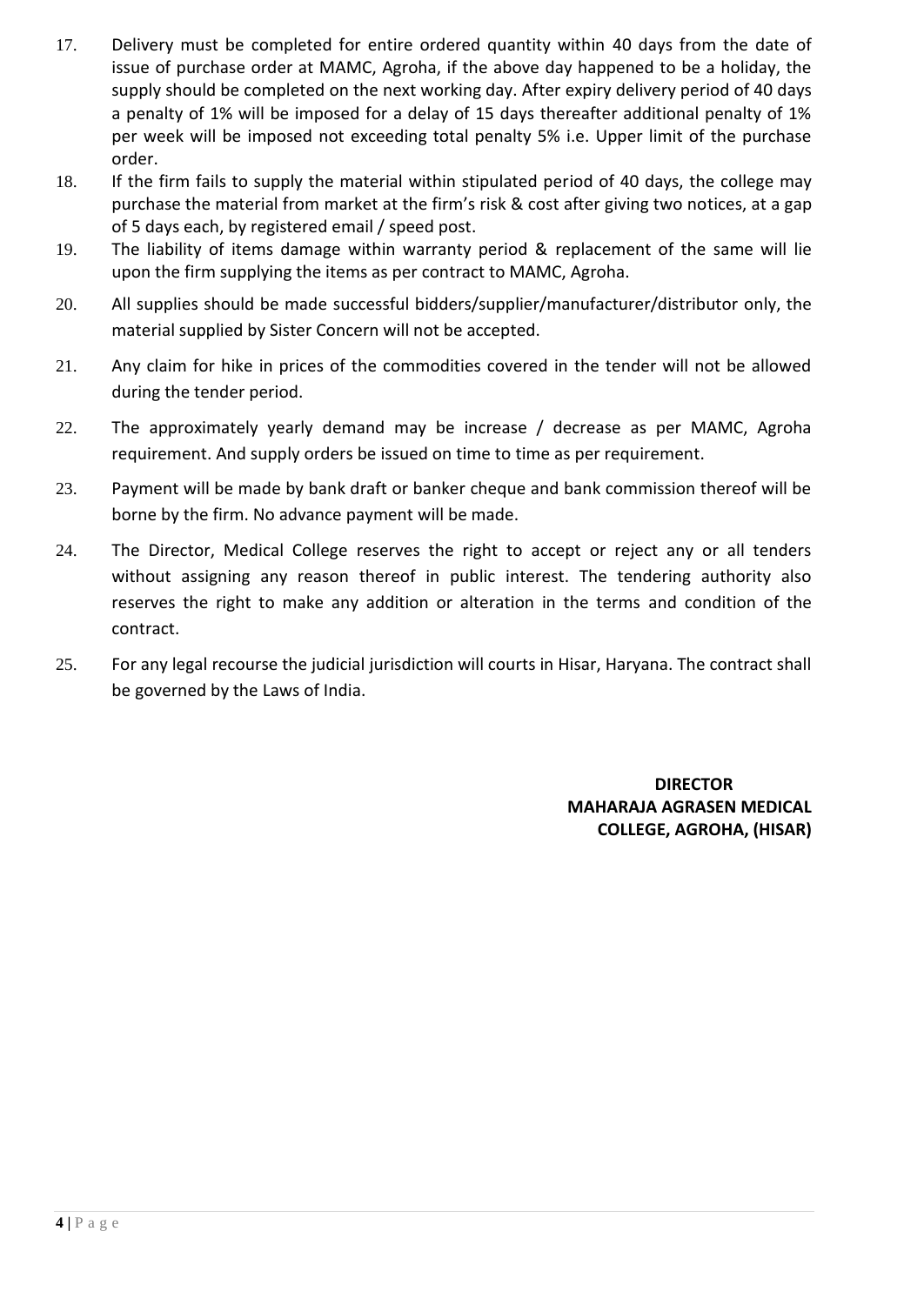17. Delivery must be completed for entire ordered quantity within 40 days from the date of issue of purchase order at MAMC, Agroha, if the above day happened to be a holiday, the supply should be completed on the next working day. After expiry delivery period of 40 days a penalty of 1% will be imposed for a delay of 15 days thereafter additional penalty of 1% per week will be imposed not exceeding total penalty 5% i.e. Upper limit of the purchase order.
18. If the firm fails to supply the material within stipulated period of 40 days, the college may purchase the material from market at the firm's risk & cost after giving two notices, at a gap of 5 days each, by registered email / speed post.
19. The liability of items damage within warranty period & replacement of the same will lie upon the firm supplying the items as per contract to MAMC, Agroha.
20. All supplies should be made successful bidders/supplier/manufacturer/distributor only, the material supplied by Sister Concern will not be accepted.
21. Any claim for hike in prices of the commodities covered in the tender will not be allowed during the tender period.
22. The approximately yearly demand may be increase / decrease as per MAMC, Agroha requirement. And supply orders be issued on time to time as per requirement.
23. Payment will be made by bank draft or banker cheque and bank commission thereof will be borne by the firm. No advance payment will be made.
24. The Director, Medical College reserves the right to accept or reject any or all tenders without assigning any reason thereof in public interest. The tendering authority also reserves the right to make any addition or alteration in the terms and condition of the contract.
25. For any legal recourse the judicial jurisdiction will courts in Hisar, Haryana. The contract shall be governed by the Laws of India.

**DIRECTOR**
**MAHARAJA AGRASEN MEDICAL COLLEGE, AGROHA, (HISAR)**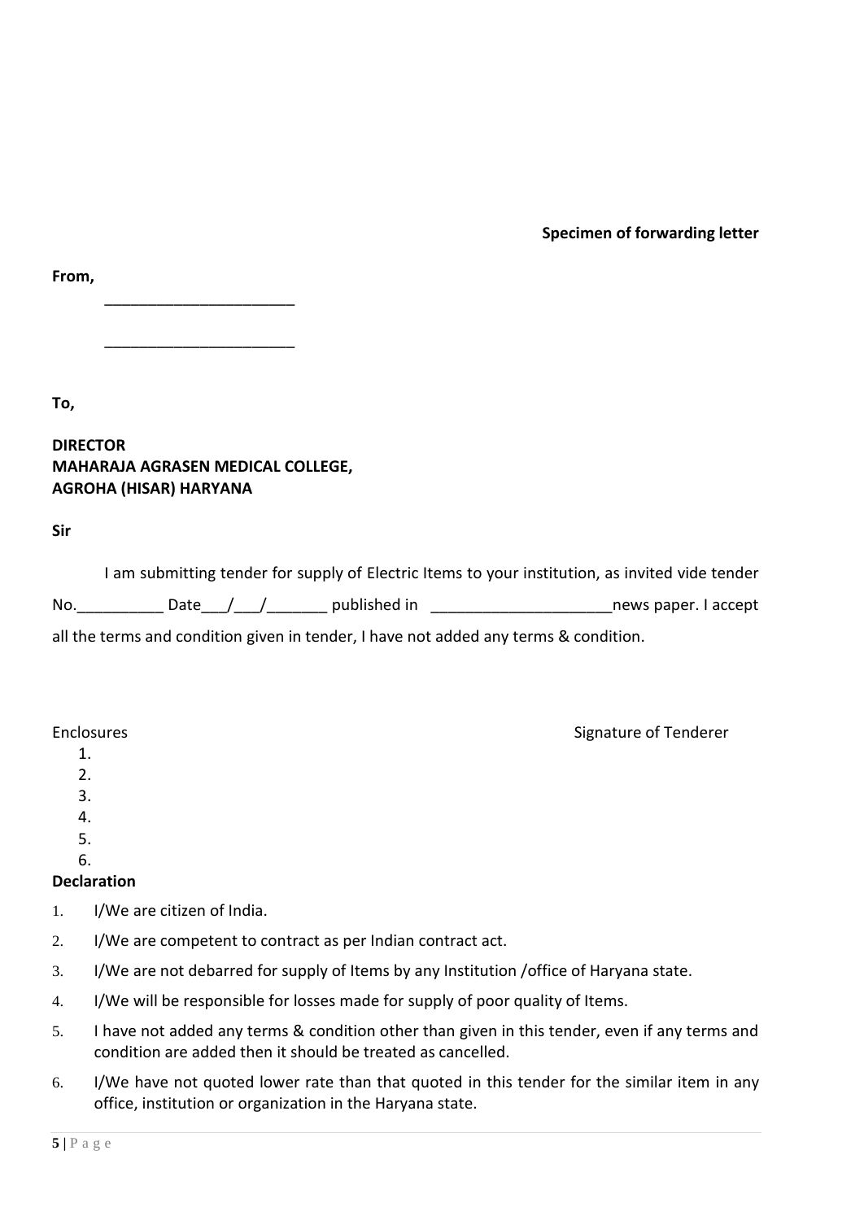**Specimen of forwarding letter**

**From,**

______________________

______________________

**To,**

**DIRECTOR**
**MAHARAJA AGRASEN MEDICAL COLLEGE,**
**AGROHA (HISAR) HARYANA**

**Sir**

I am submitting tender for supply of Electric Items to your institution, as invited vide tender No.__________ Date___/___/_______ published in _____________________news paper. I accept all the terms and condition given in tender, I have not added any terms & condition.

Enclosures

1.
2.
3.
4.
5.
6.

Signature of Tenderer

**Declaration**

1. I/We are citizen of India.
2. I/We are competent to contract as per Indian contract act.
3. I/We are not debarred for supply of Items by any Institution /office of Haryana state.
4. I/We will be responsible for losses made for supply of poor quality of Items.
5. I have not added any terms & condition other than given in this tender, even if any terms and condition are added then it should be treated as cancelled.
6. I/We have not quoted lower rate than that quoted in this tender for the similar item in any office, institution or organization in the Haryana state.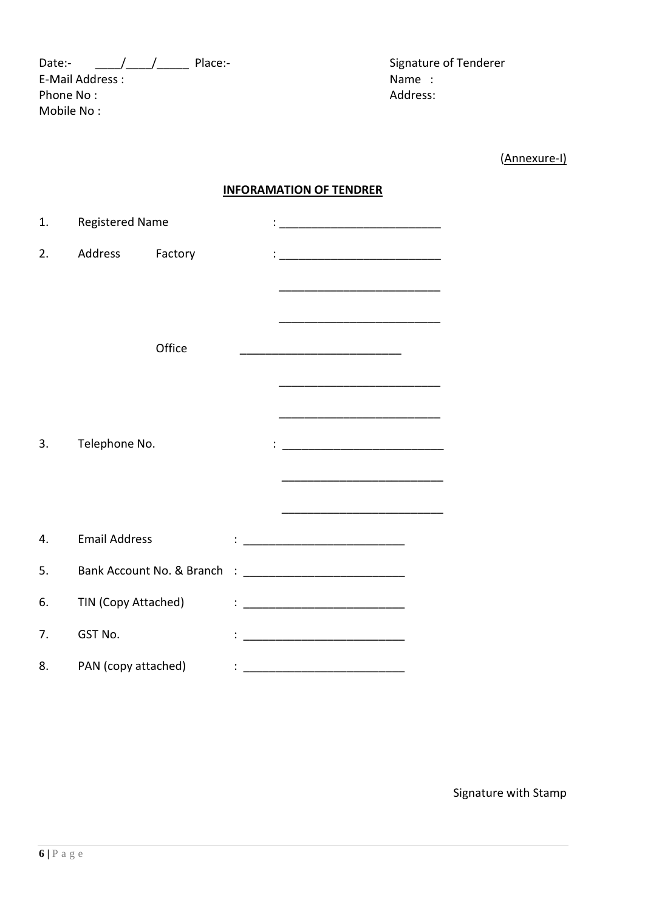Date:- \_\_\_\_/\_\_\_\_/\_\_\_\_\_ Place:-
E-Mail Address :
Phone No :
Mobile No :

Signature of Tenderer
Name :
Address:

(Annexure-I)

**INFORAMATION OF TENDRER**

1. Registered Name : ____________________________

2. Address Factory : ____________________________

   ____________________________

   ____________________________

   Office ____________________________

   ____________________________

   ____________________________

3. Telephone No. : ____________________________

   ____________________________

   ____________________________

4. Email Address : ____________________________

5. Bank Account No. & Branch : ____________________________

6. TIN (Copy Attached) : ____________________________

7. GST No. : ____________________________

8. PAN (copy attached) : ____________________________

Signature with Stamp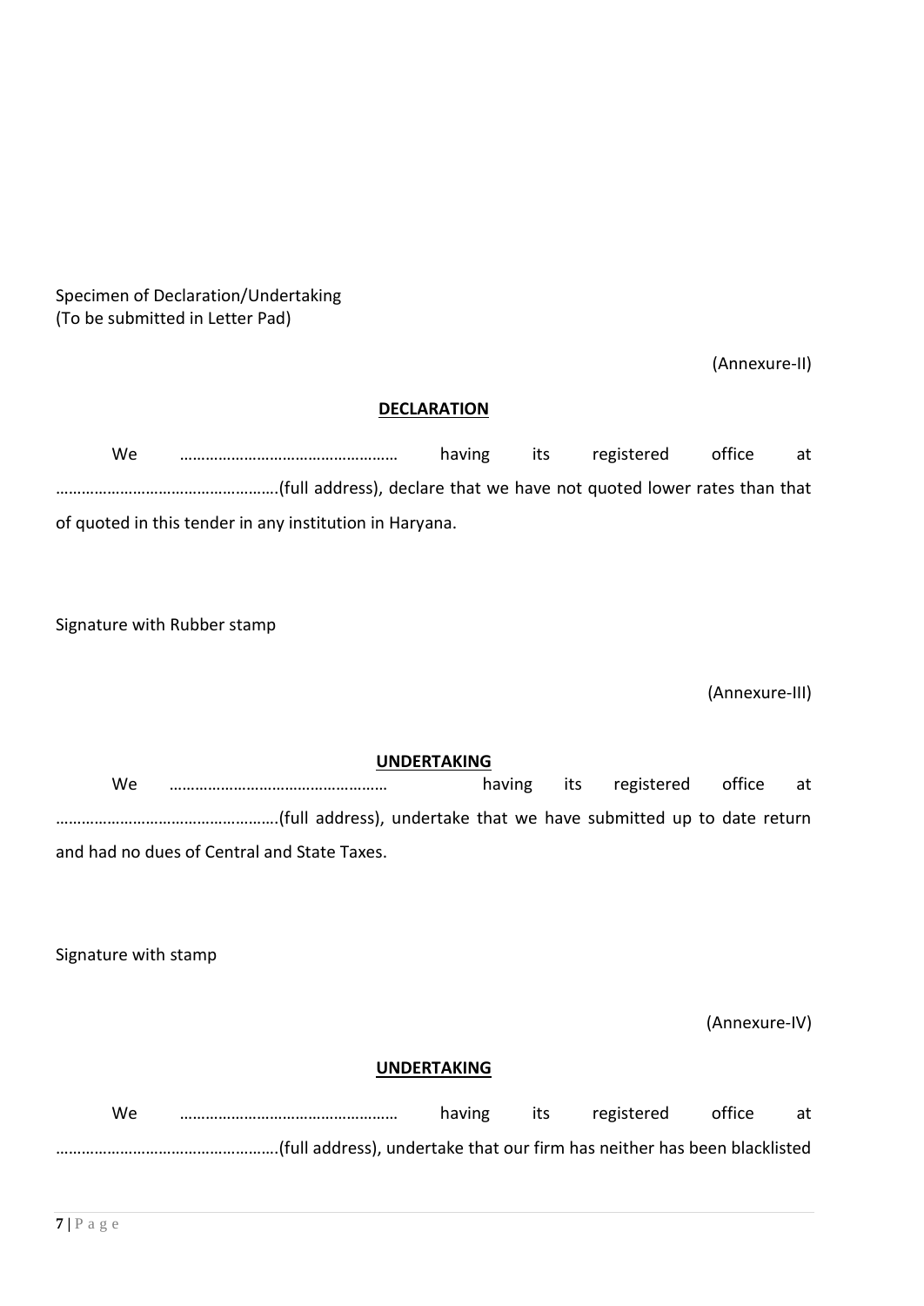Specimen of Declaration/Undertaking
(To be submitted in Letter Pad)

(Annexure-II)

**DECLARATION**

We …………………………………………… having its registered office at …………………………………………….(full address), declare that we have not quoted lower rates than that of quoted in this tender in any institution in Haryana.

Signature with Rubber stamp

(Annexure-III)

**UNDERTAKING**

We …………………………………………… having its registered office at …………………………………………….(full address), undertake that we have submitted up to date return and had no dues of Central and State Taxes.

Signature with stamp

(Annexure-IV)

**UNDERTAKING**

We …………………………………………… having its registered office at …………………………………………….(full address), undertake that our firm has neither has been blacklisted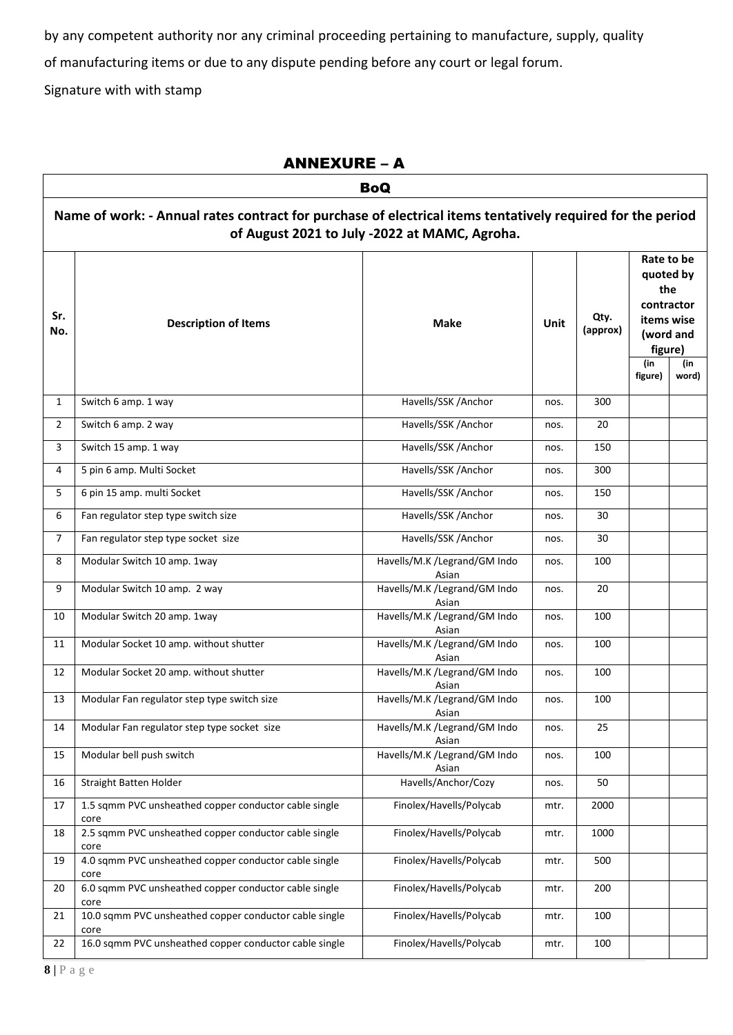by any competent authority nor any criminal proceeding pertaining to manufacture, supply, quality of manufacturing items or due to any dispute pending before any court or legal forum.

Signature with with stamp

# ANNEXURE – A

## BoQ

**Name of work: - Annual rates contract for purchase of electrical items tentatively required for the period of August 2021 to July -2022 at MAMC, Agroha.**

| Sr. No. | Description of Items | Make | Unit | Qty. (approx) | Rate to be quoted by the contractor items wise (word and figure) | |
|---|---|---|---|---|---|---|
| | | | | | (in figure) | (in word) |
| 1 | Switch 6 amp. 1 way | Havells/SSK /Anchor | nos. | 300 | | |
| 2 | Switch 6 amp. 2 way | Havells/SSK /Anchor | nos. | 20 | | |
| 3 | Switch 15 amp. 1 way | Havells/SSK /Anchor | nos. | 150 | | |
| 4 | 5 pin 6 amp. Multi Socket | Havells/SSK /Anchor | nos. | 300 | | |
| 5 | 6 pin 15 amp. multi Socket | Havells/SSK /Anchor | nos. | 150 | | |
| 6 | Fan regulator step type switch size | Havells/SSK /Anchor | nos. | 30 | | |
| 7 | Fan regulator step type socket size | Havells/SSK /Anchor | nos. | 30 | | |
| 8 | Modular Switch 10 amp. 1way | Havells/M.K /Legrand/GM Indo Asian | nos. | 100 | | |
| 9 | Modular Switch 10 amp. 2 way | Havells/M.K /Legrand/GM Indo Asian | nos. | 20 | | |
| 10 | Modular Switch 20 amp. 1way | Havells/M.K /Legrand/GM Indo Asian | nos. | 100 | | |
| 11 | Modular Socket 10 amp. without shutter | Havells/M.K /Legrand/GM Indo Asian | nos. | 100 | | |
| 12 | Modular Socket 20 amp. without shutter | Havells/M.K /Legrand/GM Indo Asian | nos. | 100 | | |
| 13 | Modular Fan regulator step type switch size | Havells/M.K /Legrand/GM Indo Asian | nos. | 100 | | |
| 14 | Modular Fan regulator step type socket size | Havells/M.K /Legrand/GM Indo Asian | nos. | 25 | | |
| 15 | Modular bell push switch | Havells/M.K /Legrand/GM Indo Asian | nos. | 100 | | |
| 16 | Straight Batten Holder | Havells/Anchor/Cozy | nos. | 50 | | |
| 17 | 1.5 sqmm PVC unsheathed copper conductor cable single core | Finolex/Havells/Polycab | mtr. | 2000 | | |
| 18 | 2.5 sqmm PVC unsheathed copper conductor cable single core | Finolex/Havells/Polycab | mtr. | 1000 | | |
| 19 | 4.0 sqmm PVC unsheathed copper conductor cable single core | Finolex/Havells/Polycab | mtr. | 500 | | |
| 20 | 6.0 sqmm PVC unsheathed copper conductor cable single core | Finolex/Havells/Polycab | mtr. | 200 | | |
| 21 | 10.0 sqmm PVC unsheathed copper conductor cable single core | Finolex/Havells/Polycab | mtr. | 100 | | |
| 22 | 16.0 sqmm PVC unsheathed copper conductor cable single | Finolex/Havells/Polycab | mtr. | 100 | | |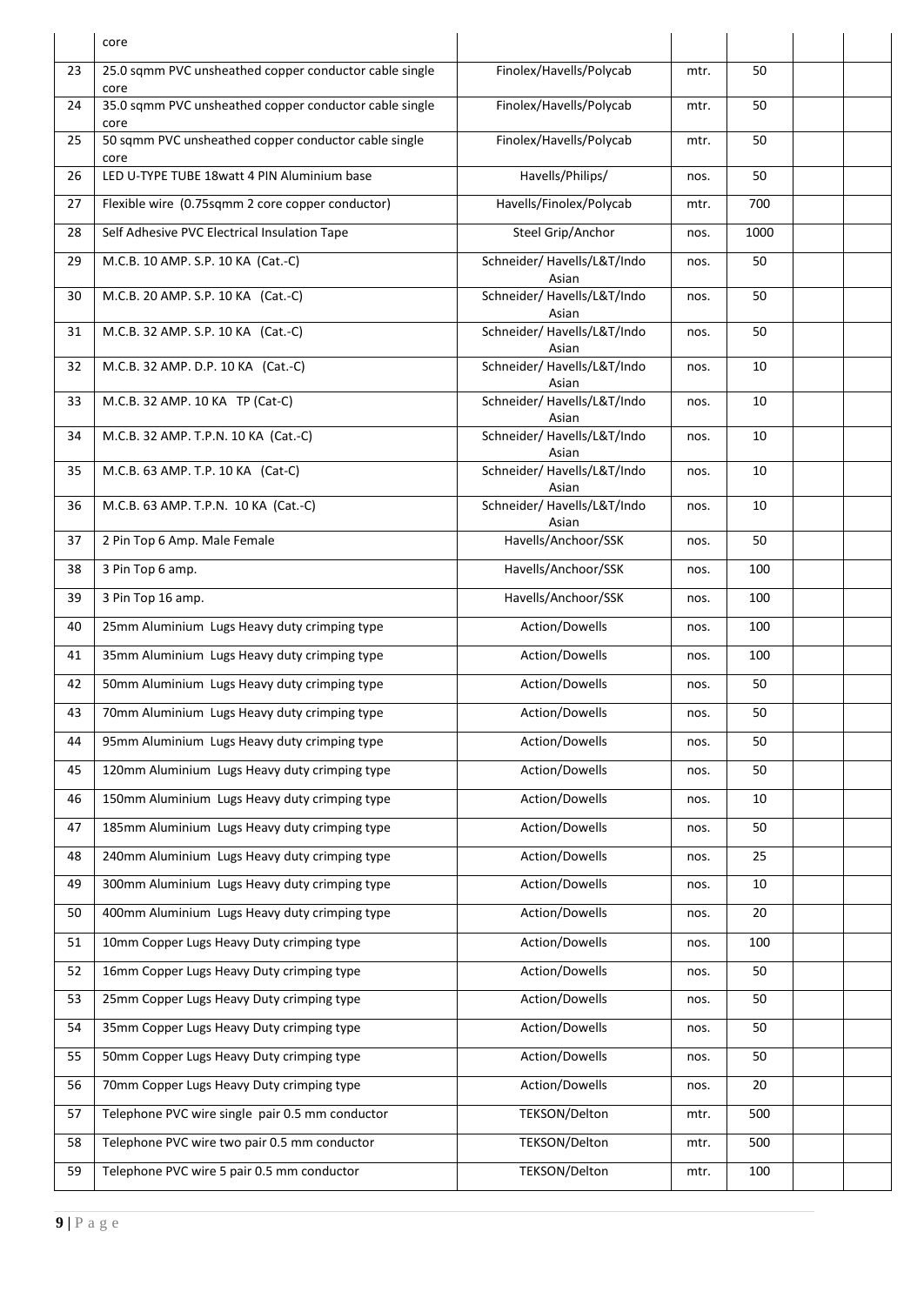| | core | | | | | |
|---|---|---|---|---|---|---|
| 23 | 25.0 sqmm PVC unsheathed copper conductor cable single core | Finolex/Havells/Polycab | mtr. | 50 | | |
| 24 | 35.0 sqmm PVC unsheathed copper conductor cable single core | Finolex/Havells/Polycab | mtr. | 50 | | |
| 25 | 50 sqmm PVC unsheathed copper conductor cable single core | Finolex/Havells/Polycab | mtr. | 50 | | |
| 26 | LED U-TYPE TUBE 18watt 4 PIN Aluminium base | Havells/Philips/ | nos. | 50 | | |
| 27 | Flexible wire (0.75sqmm 2 core copper conductor) | Havells/Finolex/Polycab | mtr. | 700 | | |
| 28 | Self Adhesive PVC Electrical Insulation Tape | Steel Grip/Anchor | nos. | 1000 | | |
| 29 | M.C.B. 10 AMP. S.P. 10 KA (Cat.-C) | Schneider/ Havells/L&T/Indo Asian | nos. | 50 | | |
| 30 | M.C.B. 20 AMP. S.P. 10 KA (Cat.-C) | Schneider/ Havells/L&T/Indo Asian | nos. | 50 | | |
| 31 | M.C.B. 32 AMP. S.P. 10 KA (Cat.-C) | Schneider/ Havells/L&T/Indo Asian | nos. | 50 | | |
| 32 | M.C.B. 32 AMP. D.P. 10 KA (Cat.-C) | Schneider/ Havells/L&T/Indo Asian | nos. | 10 | | |
| 33 | M.C.B. 32 AMP. 10 KA TP (Cat-C) | Schneider/ Havells/L&T/Indo Asian | nos. | 10 | | |
| 34 | M.C.B. 32 AMP. T.P.N. 10 KA (Cat.-C) | Schneider/ Havells/L&T/Indo Asian | nos. | 10 | | |
| 35 | M.C.B. 63 AMP. T.P. 10 KA (Cat-C) | Schneider/ Havells/L&T/Indo Asian | nos. | 10 | | |
| 36 | M.C.B. 63 AMP. T.P.N. 10 KA (Cat.-C) | Schneider/ Havells/L&T/Indo Asian | nos. | 10 | | |
| 37 | 2 Pin Top 6 Amp. Male Female | Havells/Anchoor/SSK | nos. | 50 | | |
| 38 | 3 Pin Top 6 amp. | Havells/Anchoor/SSK | nos. | 100 | | |
| 39 | 3 Pin Top 16 amp. | Havells/Anchoor/SSK | nos. | 100 | | |
| 40 | 25mm Aluminium Lugs Heavy duty crimping type | Action/Dowells | nos. | 100 | | |
| 41 | 35mm Aluminium Lugs Heavy duty crimping type | Action/Dowells | nos. | 100 | | |
| 42 | 50mm Aluminium Lugs Heavy duty crimping type | Action/Dowells | nos. | 50 | | |
| 43 | 70mm Aluminium Lugs Heavy duty crimping type | Action/Dowells | nos. | 50 | | |
| 44 | 95mm Aluminium Lugs Heavy duty crimping type | Action/Dowells | nos. | 50 | | |
| 45 | 120mm Aluminium Lugs Heavy duty crimping type | Action/Dowells | nos. | 50 | | |
| 46 | 150mm Aluminium Lugs Heavy duty crimping type | Action/Dowells | nos. | 10 | | |
| 47 | 185mm Aluminium Lugs Heavy duty crimping type | Action/Dowells | nos. | 50 | | |
| 48 | 240mm Aluminium Lugs Heavy duty crimping type | Action/Dowells | nos. | 25 | | |
| 49 | 300mm Aluminium Lugs Heavy duty crimping type | Action/Dowells | nos. | 10 | | |
| 50 | 400mm Aluminium Lugs Heavy duty crimping type | Action/Dowells | nos. | 20 | | |
| 51 | 10mm Copper Lugs Heavy Duty crimping type | Action/Dowells | nos. | 100 | | |
| 52 | 16mm Copper Lugs Heavy Duty crimping type | Action/Dowells | nos. | 50 | | |
| 53 | 25mm Copper Lugs Heavy Duty crimping type | Action/Dowells | nos. | 50 | | |
| 54 | 35mm Copper Lugs Heavy Duty crimping type | Action/Dowells | nos. | 50 | | |
| 55 | 50mm Copper Lugs Heavy Duty crimping type | Action/Dowells | nos. | 50 | | |
| 56 | 70mm Copper Lugs Heavy Duty crimping type | Action/Dowells | nos. | 20 | | |
| 57 | Telephone PVC wire single pair 0.5 mm conductor | TEKSON/Delton | mtr. | 500 | | |
| 58 | Telephone PVC wire two pair 0.5 mm conductor | TEKSON/Delton | mtr. | 500 | | |
| 59 | Telephone PVC wire 5 pair 0.5 mm conductor | TEKSON/Delton | mtr. | 100 | | |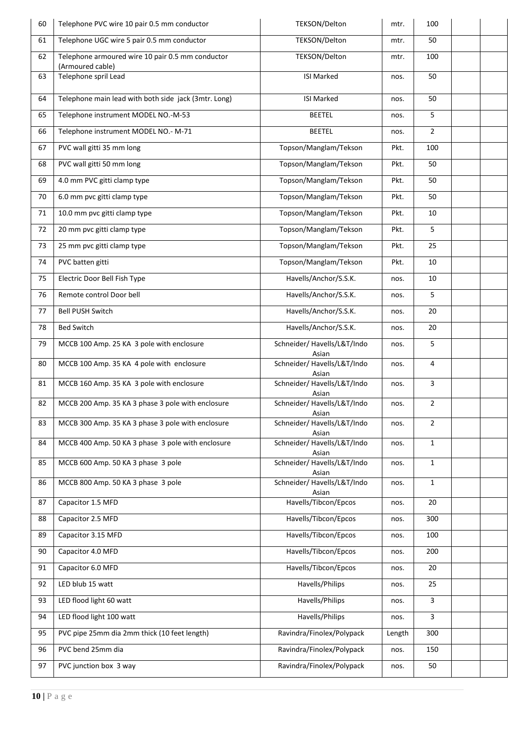| 60 | Telephone PVC wire 10 pair 0.5 mm conductor | TEKSON/Delton | mtr. | 100 | | |
|---|---|---|---|---|---|---|
| 61 | Telephone UGC wire 5 pair 0.5 mm conductor | TEKSON/Delton | mtr. | 50 | | |
| 62 | Telephone armoured wire 10 pair 0.5 mm conductor (Armoured cable) | TEKSON/Delton | mtr. | 100 | | |
| 63 | Telephone spril Lead | ISI Marked | nos. | 50 | | |
| 64 | Telephone main lead with both side jack (3mtr. Long) | ISI Marked | nos. | 50 | | |
| 65 | Telephone instrument MODEL NO.-M-53 | BEETEL | nos. | 5 | | |
| 66 | Telephone instrument MODEL NO.- M-71 | BEETEL | nos. | 2 | | |
| 67 | PVC wall gitti 35 mm long | Topson/Manglam/Tekson | Pkt. | 100 | | |
| 68 | PVC wall gitti 50 mm long | Topson/Manglam/Tekson | Pkt. | 50 | | |
| 69 | 4.0 mm PVC gitti clamp type | Topson/Manglam/Tekson | Pkt. | 50 | | |
| 70 | 6.0 mm pvc gitti clamp type | Topson/Manglam/Tekson | Pkt. | 50 | | |
| 71 | 10.0 mm pvc gitti clamp type | Topson/Manglam/Tekson | Pkt. | 10 | | |
| 72 | 20 mm pvc gitti clamp type | Topson/Manglam/Tekson | Pkt. | 5 | | |
| 73 | 25 mm pvc gitti clamp type | Topson/Manglam/Tekson | Pkt. | 25 | | |
| 74 | PVC batten gitti | Topson/Manglam/Tekson | Pkt. | 10 | | |
| 75 | Electric Door Bell Fish Type | Havells/Anchor/S.S.K. | nos. | 10 | | |
| 76 | Remote control Door bell | Havells/Anchor/S.S.K. | nos. | 5 | | |
| 77 | Bell PUSH Switch | Havells/Anchor/S.S.K. | nos. | 20 | | |
| 78 | Bed Switch | Havells/Anchor/S.S.K. | nos. | 20 | | |
| 79 | MCCB 100 Amp. 25 KA 3 pole with enclosure | Schneider/ Havells/L&T/Indo Asian | nos. | 5 | | |
| 80 | MCCB 100 Amp. 35 KA 4 pole with enclosure | Schneider/ Havells/L&T/Indo Asian | nos. | 4 | | |
| 81 | MCCB 160 Amp. 35 KA 3 pole with enclosure | Schneider/ Havells/L&T/Indo Asian | nos. | 3 | | |
| 82 | MCCB 200 Amp. 35 KA 3 phase 3 pole with enclosure | Schneider/ Havells/L&T/Indo Asian | nos. | 2 | | |
| 83 | MCCB 300 Amp. 35 KA 3 phase 3 pole with enclosure | Schneider/ Havells/L&T/Indo Asian | nos. | 2 | | |
| 84 | MCCB 400 Amp. 50 KA 3 phase 3 pole with enclosure | Schneider/ Havells/L&T/Indo Asian | nos. | 1 | | |
| 85 | MCCB 600 Amp. 50 KA 3 phase 3 pole | Schneider/ Havells/L&T/Indo Asian | nos. | 1 | | |
| 86 | MCCB 800 Amp. 50 KA 3 phase 3 pole | Schneider/ Havells/L&T/Indo Asian | nos. | 1 | | |
| 87 | Capacitor 1.5 MFD | Havells/Tibcon/Epcos | nos. | 20 | | |
| 88 | Capacitor 2.5 MFD | Havells/Tibcon/Epcos | nos. | 300 | | |
| 89 | Capacitor 3.15 MFD | Havells/Tibcon/Epcos | nos. | 100 | | |
| 90 | Capacitor 4.0 MFD | Havells/Tibcon/Epcos | nos. | 200 | | |
| 91 | Capacitor 6.0 MFD | Havells/Tibcon/Epcos | nos. | 20 | | |
| 92 | LED blub 15 watt | Havells/Philips | nos. | 25 | | |
| 93 | LED flood light 60 watt | Havells/Philips | nos. | 3 | | |
| 94 | LED flood light 100 watt | Havells/Philips | nos. | 3 | | |
| 95 | PVC pipe 25mm dia 2mm thick (10 feet length) | Ravindra/Finolex/Polypack | Length | 300 | | |
| 96 | PVC bend 25mm dia | Ravindra/Finolex/Polypack | nos. | 150 | | |
| 97 | PVC junction box 3 way | Ravindra/Finolex/Polypack | nos. | 50 | | |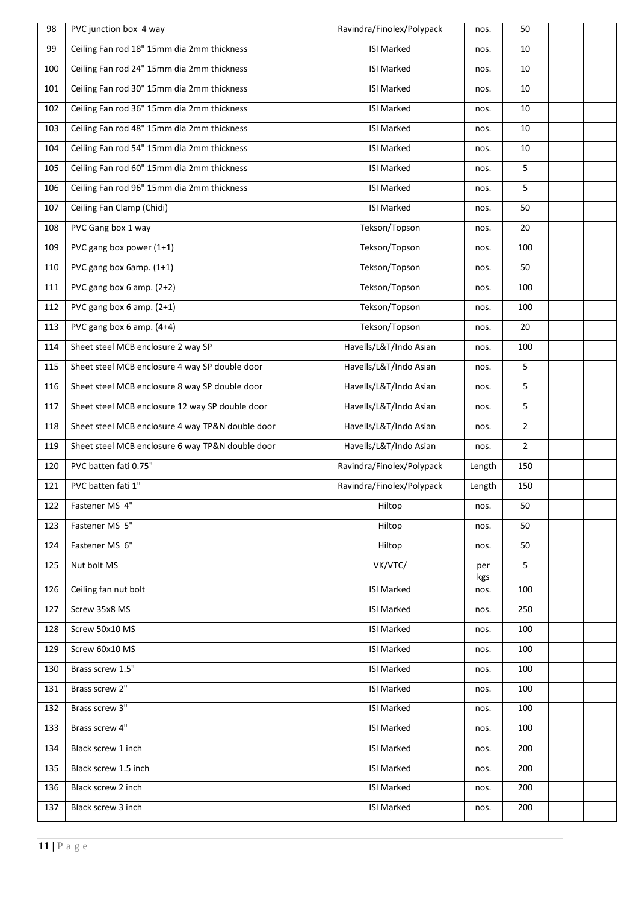| 98 | PVC junction box 4 way | Ravindra/Finolex/Polypack | nos. | 50 | | |
|---|---|---|---|---|---|---|
| 99 | Ceiling Fan rod 18" 15mm dia 2mm thickness | ISI Marked | nos. | 10 | | |
| 100 | Ceiling Fan rod 24" 15mm dia 2mm thickness | ISI Marked | nos. | 10 | | |
| 101 | Ceiling Fan rod 30" 15mm dia 2mm thickness | ISI Marked | nos. | 10 | | |
| 102 | Ceiling Fan rod 36" 15mm dia 2mm thickness | ISI Marked | nos. | 10 | | |
| 103 | Ceiling Fan rod 48" 15mm dia 2mm thickness | ISI Marked | nos. | 10 | | |
| 104 | Ceiling Fan rod 54" 15mm dia 2mm thickness | ISI Marked | nos. | 10 | | |
| 105 | Ceiling Fan rod 60" 15mm dia 2mm thickness | ISI Marked | nos. | 5 | | |
| 106 | Ceiling Fan rod 96" 15mm dia 2mm thickness | ISI Marked | nos. | 5 | | |
| 107 | Ceiling Fan Clamp (Chidi) | ISI Marked | nos. | 50 | | |
| 108 | PVC Gang box 1 way | Tekson/Topson | nos. | 20 | | |
| 109 | PVC gang box power (1+1) | Tekson/Topson | nos. | 100 | | |
| 110 | PVC gang box 6amp. (1+1) | Tekson/Topson | nos. | 50 | | |
| 111 | PVC gang box 6 amp. (2+2) | Tekson/Topson | nos. | 100 | | |
| 112 | PVC gang box 6 amp. (2+1) | Tekson/Topson | nos. | 100 | | |
| 113 | PVC gang box 6 amp. (4+4) | Tekson/Topson | nos. | 20 | | |
| 114 | Sheet steel MCB enclosure 2 way SP | Havells/L&T/Indo Asian | nos. | 100 | | |
| 115 | Sheet steel MCB enclosure 4 way SP double door | Havells/L&T/Indo Asian | nos. | 5 | | |
| 116 | Sheet steel MCB enclosure 8 way SP double door | Havells/L&T/Indo Asian | nos. | 5 | | |
| 117 | Sheet steel MCB enclosure 12 way SP double door | Havells/L&T/Indo Asian | nos. | 5 | | |
| 118 | Sheet steel MCB enclosure 4 way TP&N double door | Havells/L&T/Indo Asian | nos. | 2 | | |
| 119 | Sheet steel MCB enclosure 6 way TP&N double door | Havells/L&T/Indo Asian | nos. | 2 | | |
| 120 | PVC batten fati 0.75" | Ravindra/Finolex/Polypack | Length | 150 | | |
| 121 | PVC batten fati 1" | Ravindra/Finolex/Polypack | Length | 150 | | |
| 122 | Fastener MS 4" | Hiltop | nos. | 50 | | |
| 123 | Fastener MS 5" | Hiltop | nos. | 50 | | |
| 124 | Fastener MS 6" | Hiltop | nos. | 50 | | |
| 125 | Nut bolt MS | VK/VTC/ | per kgs | 5 | | |
| 126 | Ceiling fan nut bolt | ISI Marked | nos. | 100 | | |
| 127 | Screw 35x8 MS | ISI Marked | nos. | 250 | | |
| 128 | Screw 50x10 MS | ISI Marked | nos. | 100 | | |
| 129 | Screw 60x10 MS | ISI Marked | nos. | 100 | | |
| 130 | Brass screw 1.5" | ISI Marked | nos. | 100 | | |
| 131 | Brass screw 2" | ISI Marked | nos. | 100 | | |
| 132 | Brass screw 3" | ISI Marked | nos. | 100 | | |
| 133 | Brass screw 4" | ISI Marked | nos. | 100 | | |
| 134 | Black screw 1 inch | ISI Marked | nos. | 200 | | |
| 135 | Black screw 1.5 inch | ISI Marked | nos. | 200 | | |
| 136 | Black screw 2 inch | ISI Marked | nos. | 200 | | |
| 137 | Black screw 3 inch | ISI Marked | nos. | 200 | | |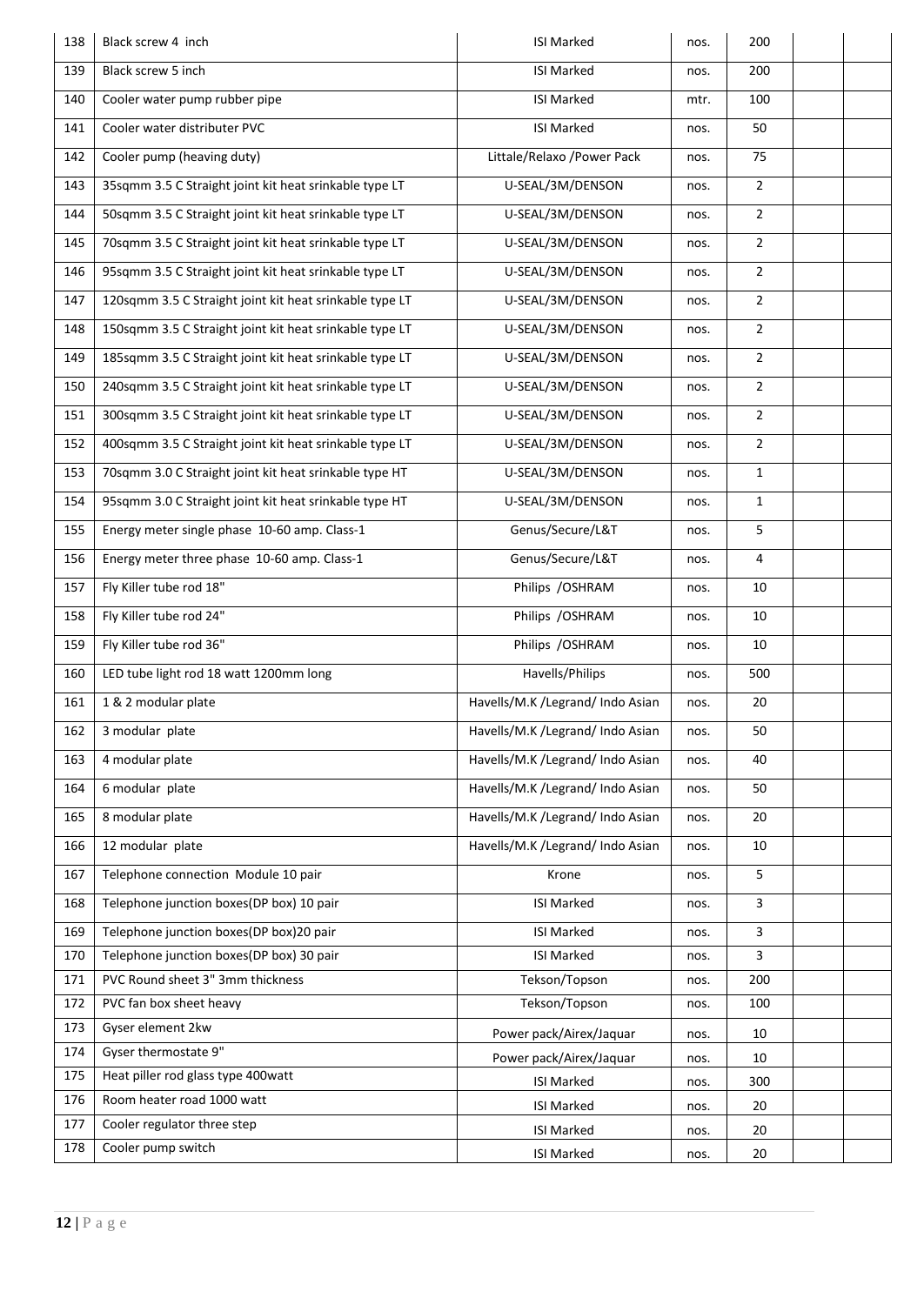| 138 | Black screw 4 inch | ISI Marked | nos. | 200 | | |
|---|---|---|---|---|---|---|
| 139 | Black screw 5 inch | ISI Marked | nos. | 200 | | |
| 140 | Cooler water pump rubber pipe | ISI Marked | mtr. | 100 | | |
| 141 | Cooler water distributer PVC | ISI Marked | nos. | 50 | | |
| 142 | Cooler pump (heaving duty) | Littale/Relaxo /Power Pack | nos. | 75 | | |
| 143 | 35sqmm 3.5 C Straight joint kit heat srinkable type LT | U-SEAL/3M/DENSON | nos. | 2 | | |
| 144 | 50sqmm 3.5 C Straight joint kit heat srinkable type LT | U-SEAL/3M/DENSON | nos. | 2 | | |
| 145 | 70sqmm 3.5 C Straight joint kit heat srinkable type LT | U-SEAL/3M/DENSON | nos. | 2 | | |
| 146 | 95sqmm 3.5 C Straight joint kit heat srinkable type LT | U-SEAL/3M/DENSON | nos. | 2 | | |
| 147 | 120sqmm 3.5 C Straight joint kit heat srinkable type LT | U-SEAL/3M/DENSON | nos. | 2 | | |
| 148 | 150sqmm 3.5 C Straight joint kit heat srinkable type LT | U-SEAL/3M/DENSON | nos. | 2 | | |
| 149 | 185sqmm 3.5 C Straight joint kit heat srinkable type LT | U-SEAL/3M/DENSON | nos. | 2 | | |
| 150 | 240sqmm 3.5 C Straight joint kit heat srinkable type LT | U-SEAL/3M/DENSON | nos. | 2 | | |
| 151 | 300sqmm 3.5 C Straight joint kit heat srinkable type LT | U-SEAL/3M/DENSON | nos. | 2 | | |
| 152 | 400sqmm 3.5 C Straight joint kit heat srinkable type LT | U-SEAL/3M/DENSON | nos. | 2 | | |
| 153 | 70sqmm 3.0 C Straight joint kit heat srinkable type HT | U-SEAL/3M/DENSON | nos. | 1 | | |
| 154 | 95sqmm 3.0 C Straight joint kit heat srinkable type HT | U-SEAL/3M/DENSON | nos. | 1 | | |
| 155 | Energy meter single phase 10-60 amp. Class-1 | Genus/Secure/L&T | nos. | 5 | | |
| 156 | Energy meter three phase 10-60 amp. Class-1 | Genus/Secure/L&T | nos. | 4 | | |
| 157 | Fly Killer tube rod 18" | Philips /OSHRAM | nos. | 10 | | |
| 158 | Fly Killer tube rod 24" | Philips /OSHRAM | nos. | 10 | | |
| 159 | Fly Killer tube rod 36" | Philips /OSHRAM | nos. | 10 | | |
| 160 | LED tube light rod 18 watt 1200mm long | Havells/Philips | nos. | 500 | | |
| 161 | 1 & 2 modular plate | Havells/M.K /Legrand/ Indo Asian | nos. | 20 | | |
| 162 | 3 modular plate | Havells/M.K /Legrand/ Indo Asian | nos. | 50 | | |
| 163 | 4 modular plate | Havells/M.K /Legrand/ Indo Asian | nos. | 40 | | |
| 164 | 6 modular plate | Havells/M.K /Legrand/ Indo Asian | nos. | 50 | | |
| 165 | 8 modular plate | Havells/M.K /Legrand/ Indo Asian | nos. | 20 | | |
| 166 | 12 modular plate | Havells/M.K /Legrand/ Indo Asian | nos. | 10 | | |
| 167 | Telephone connection Module 10 pair | Krone | nos. | 5 | | |
| 168 | Telephone junction boxes(DP box) 10 pair | ISI Marked | nos. | 3 | | |
| 169 | Telephone junction boxes(DP box)20 pair | ISI Marked | nos. | 3 | | |
| 170 | Telephone junction boxes(DP box) 30 pair | ISI Marked | nos. | 3 | | |
| 171 | PVC Round sheet 3" 3mm thickness | Tekson/Topson | nos. | 200 | | |
| 172 | PVC fan box sheet heavy | Tekson/Topson | nos. | 100 | | |
| 173 | Gyser element 2kw | Power pack/Airex/Jaquar | nos. | 10 | | |
| 174 | Gyser thermostate 9" | Power pack/Airex/Jaquar | nos. | 10 | | |
| 175 | Heat piller rod glass type 400watt | ISI Marked | nos. | 300 | | |
| 176 | Room heater road 1000 watt | ISI Marked | nos. | 20 | | |
| 177 | Cooler regulator three step | ISI Marked | nos. | 20 | | |
| 178 | Cooler pump switch | ISI Marked | nos. | 20 | | |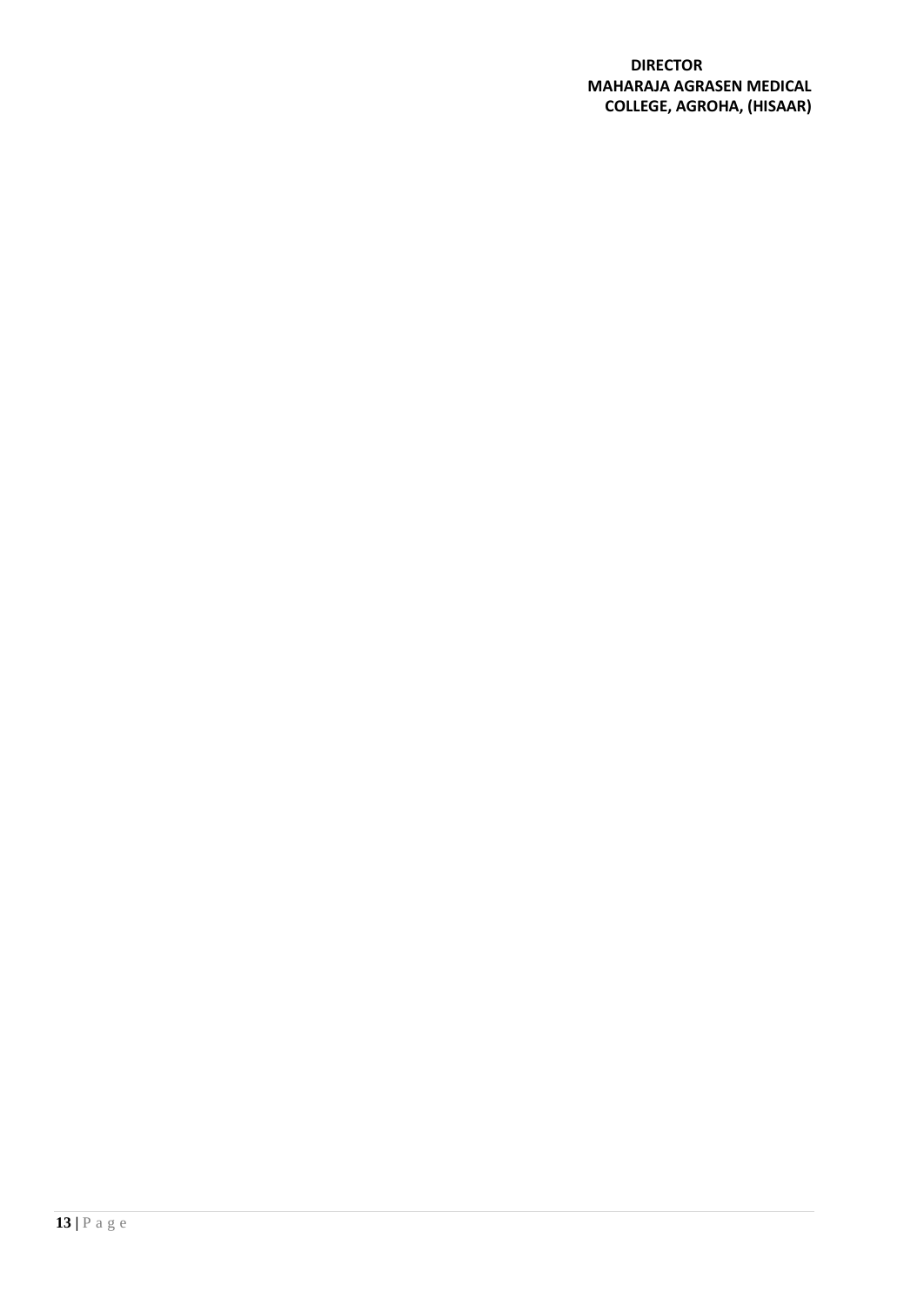**DIRECTOR**
**MAHARAJA AGRASEN MEDICAL COLLEGE, AGROHA, (HISAAR)**